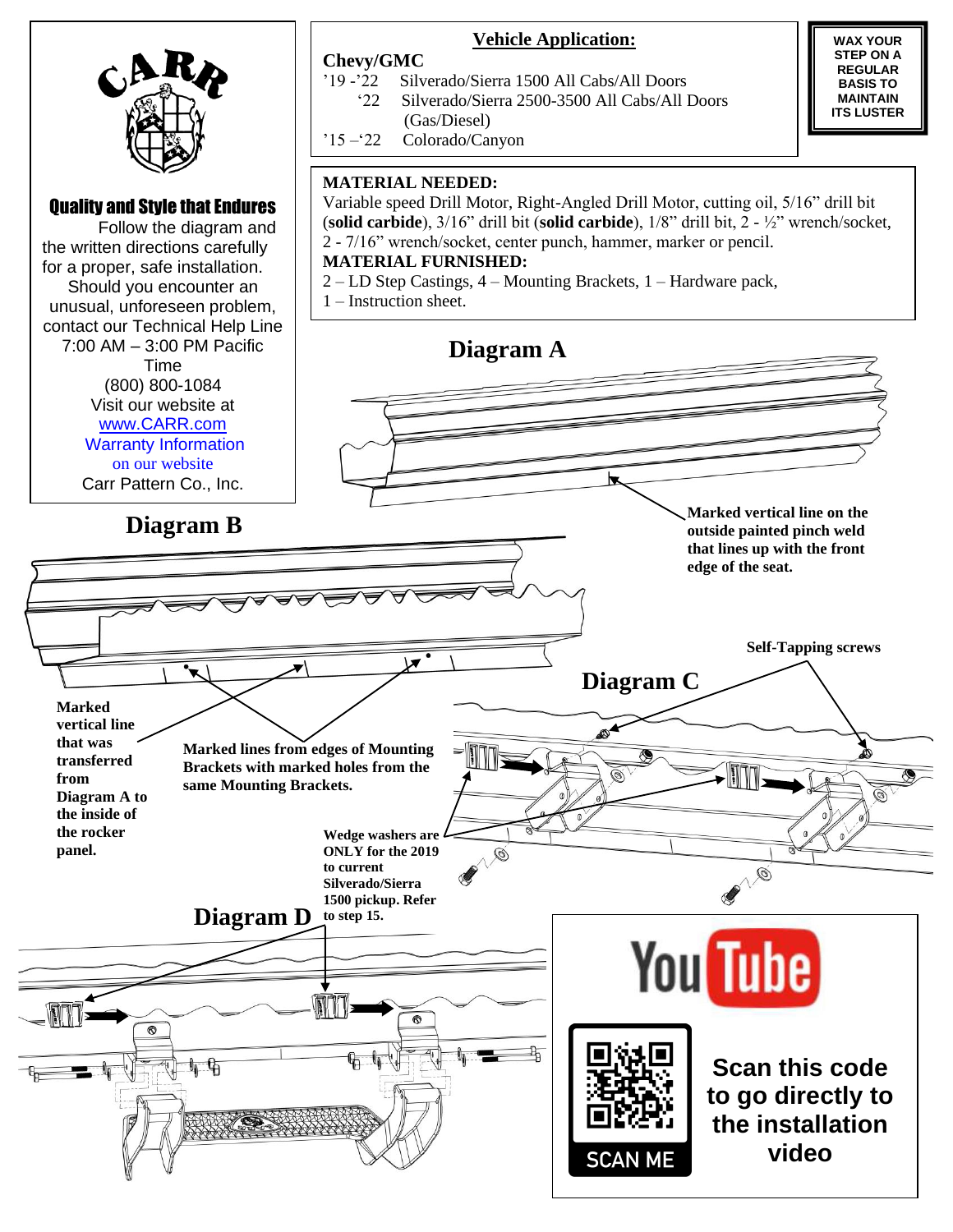CARR

**Quality and Style that Endures**

Follow the diagram and the written directions carefully for a proper, safe installation.

Should you encounter an unusual, unforeseen problem, contact our Technical Help Line 7:00 AM – 3:00 PM Pacific Time

(800) 800-1084

Visit our website at

www.CARR.com

Warranty Information on our website

Carr Pattern Co., Inc.

## Vehicle Application:

**Chevy/GMC**

’19 -’22 Silverado/Sierra 1500 All Cabs/All Doors

‘22 Silverado/Sierra 2500-3500 All Cabs/All Doors (Gas/Diesel)

’15 –‘22 Colorado/Canyon

**WAX YOUR STEP ON A REGULAR BASIS TO MAINTAIN ITS LUSTER**

**MATERIAL NEEDED:**

Variable speed Drill Motor, Right-Angled Drill Motor, cutting oil, 5/16” drill bit (**solid carbide**), 3/16” drill bit (**solid carbide**), 1/8” drill bit, 2 - ½” wrench/socket, 2 - 7/16” wrench/socket, center punch, hammer, marker or pencil.

**MATERIAL FURNISHED:**

2 – LD Step Castings, 4 – Mounting Brackets, 1 – Hardware pack, 1 – Instruction sheet.

## Diagram A

**Marked vertical line on the outside painted pinch weld that lines up with the front edge of the seat.**

## Diagram B

**Marked vertical line that was transferred from Diagram A to the inside of the rocker panel.**

**Marked lines from edges of Mounting Brackets with marked holes from the same Mounting Brackets.**

## Diagram C

**Self-Tapping screws**

**Wedge washers are ONLY for the 2019 to current Silverado/Sierra 1500 pickup. Refer to step 15.**

## Diagram D

YouTube

SCAN ME

**Scan this code to go directly to the installation video**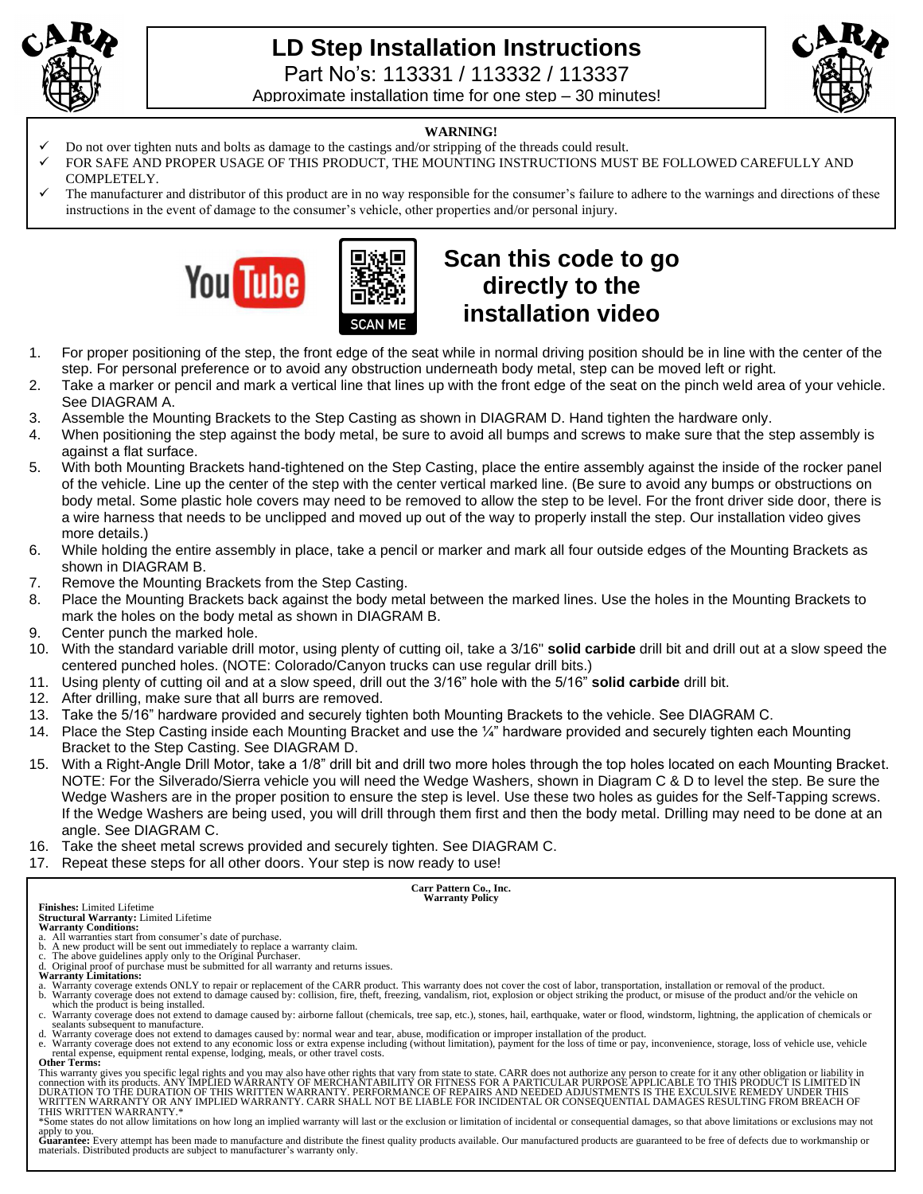# LD Step Installation Instructions

Part No's: 113331 / 113332 / 113337

Approximate installation time for one step – 30 minutes!

**WARNING!**

- ✓ Do not over tighten nuts and bolts as damage to the castings and/or stripping of the threads could result.
- ✓ FOR SAFE AND PROPER USAGE OF THIS PRODUCT, THE MOUNTING INSTRUCTIONS MUST BE FOLLOWED CAREFULLY AND COMPLETELY.
- ✓ The manufacturer and distributor of this product are in no way responsible for the consumer's failure to adhere to the warnings and directions of these instructions in the event of damage to the consumer's vehicle, other properties and/or personal injury.

SCAN ME

## Scan this code to go directly to the installation video

1. For proper positioning of the step, the front edge of the seat while in normal driving position should be in line with the center of the step. For personal preference or to avoid any obstruction underneath body metal, step can be moved left or right.
2. Take a marker or pencil and mark a vertical line that lines up with the front edge of the seat on the pinch weld area of your vehicle. See DIAGRAM A.
3. Assemble the Mounting Brackets to the Step Casting as shown in DIAGRAM D. Hand tighten the hardware only.
4. When positioning the step against the body metal, be sure to avoid all bumps and screws to make sure that the step assembly is against a flat surface.
5. With both Mounting Brackets hand-tightened on the Step Casting, place the entire assembly against the inside of the rocker panel of the vehicle. Line up the center of the step with the center vertical marked line. (Be sure to avoid any bumps or obstructions on body metal. Some plastic hole covers may need to be removed to allow the step to be level. For the front driver side door, there is a wire harness that needs to be unclipped and moved up out of the way to properly install the step. Our installation video gives more details.)
6. While holding the entire assembly in place, take a pencil or marker and mark all four outside edges of the Mounting Brackets as shown in DIAGRAM B.
7. Remove the Mounting Brackets from the Step Casting.
8. Place the Mounting Brackets back against the body metal between the marked lines. Use the holes in the Mounting Brackets to mark the holes on the body metal as shown in DIAGRAM B.
9. Center punch the marked hole.
10. With the standard variable drill motor, using plenty of cutting oil, take a 3/16" **solid carbide** drill bit and drill out at a slow speed the centered punched holes. (NOTE: Colorado/Canyon trucks can use regular drill bits.)
11. Using plenty of cutting oil and at a slow speed, drill out the 3/16" hole with the 5/16" **solid carbide** drill bit.
12. After drilling, make sure that all burrs are removed.
13. Take the 5/16" hardware provided and securely tighten both Mounting Brackets to the vehicle. See DIAGRAM C.
14. Place the Step Casting inside each Mounting Bracket and use the ¼" hardware provided and securely tighten each Mounting Bracket to the Step Casting. See DIAGRAM D.
15. With a Right-Angle Drill Motor, take a 1/8" drill bit and drill two more holes through the top holes located on each Mounting Bracket. NOTE: For the Silverado/Sierra vehicle you will need the Wedge Washers, shown in Diagram C & D to level the step. Be sure the Wedge Washers are in the proper position to ensure the step is level. Use these two holes as guides for the Self-Tapping screws. If the Wedge Washers are being used, you will drill through them first and then the body metal. Drilling may need to be done at an angle. See DIAGRAM C.
16. Take the sheet metal screws provided and securely tighten. See DIAGRAM C.
17. Repeat these steps for all other doors. Your step is now ready to use!

**Carr Pattern Co., Inc.**
**Warranty Policy**

**Finishes:** Limited Lifetime
**Structural Warranty:** Limited Lifetime
**Warranty Conditions:**

a. All warranties start from consumer's date of purchase.
b. A new product will be sent out immediately to replace a warranty claim.
c. The above guidelines apply only to the Original Purchaser.
d. Original proof of purchase must be submitted for all warranty and returns issues.

**Warranty Limitations:**

a. Warranty coverage extends ONLY to repair or replacement of the CARR product. This warranty does not cover the cost of labor, transportation, installation or removal of the product.
b. Warranty coverage does not extend to damage caused by: collision, fire, theft, freezing, vandalism, riot, explosion or object striking the product, or misuse of the product and/or the vehicle on which the product is being installed.
c. Warranty coverage does not extend to damage caused by: airborne fallout (chemicals, tree sap, etc.), stones, hail, earthquake, water or flood, windstorm, lightning, the application of chemicals or sealants subsequent to manufacture.
d. Warranty coverage does not extend to damages caused by: normal wear and tear, abuse, modification or improper installation of the product.
e. Warranty coverage does not extend to any economic loss or extra expense including (without limitation), payment for the loss of time or pay, inconvenience, storage, loss of vehicle use, vehicle rental expense, equipment rental expense, lodging, meals, or other travel costs.

**Other Terms:**

This warranty gives you specific legal rights and you may also have other rights that vary from state to state. CARR does not authorize any person to create for it any other obligation or liability in connection with its products. ANY IMPLIED WARRANTY OF MERCHANTABILITY OR FITNESS FOR A PARTICULAR PURPOSE APPLICABLE TO THIS PRODUCT IS LIMITED IN DURATION TO THE DURATION OF THIS WRITTEN WARRANTY. PERFORMANCE OF REPAIRS AND NEEDED ADJUSTMENTS IS THE EXCULSIVE REMEDY UNDER THIS WRITTEN WARRANTY OR ANY IMPLIED WARRANTY. CARR SHALL NOT BE LIABLE FOR INCIDENTAL OR CONSEQUENTIAL DAMAGES RESULTING FROM BREACH OF THIS WRITTEN WARRANTY.*

*Some states do not allow limitations on how long an implied warranty will last or the exclusion or limitation of incidental or consequential damages, so that above limitations or exclusions may not apply to you.

**Guarantee:** Every attempt has been made to manufacture and distribute the finest quality products available. Our manufactured products are guaranteed to be free of defects due to workmanship or materials. Distributed products are subject to manufacturer's warranty only.